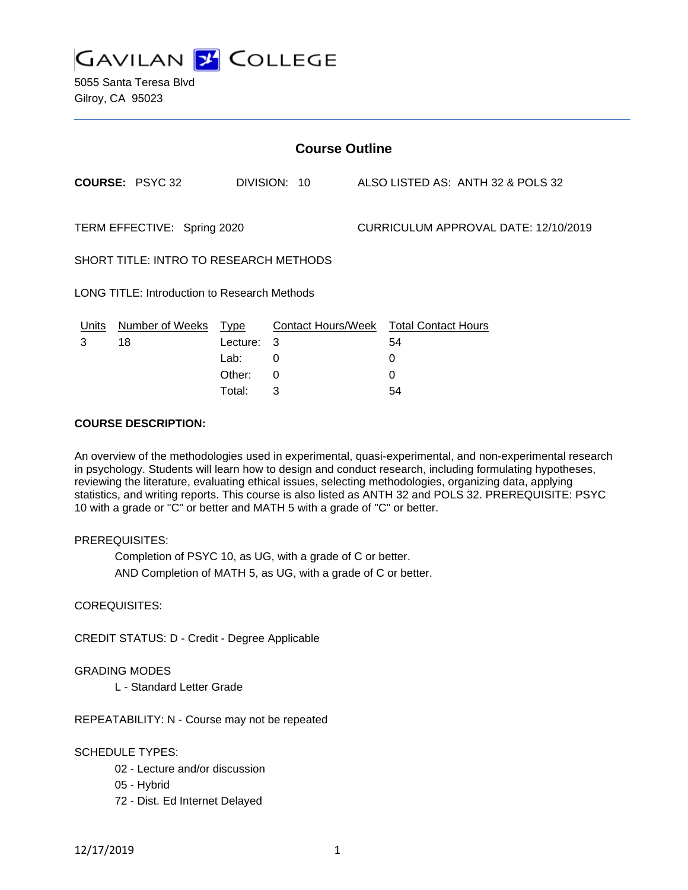# GAVILAN COLLEGE

5055 Santa Teresa Blvd
Gilroy, CA 95023

## Course Outline

**COURSE:** PSYC 32 DIVISION: 10 ALSO LISTED AS: ANTH 32 & POLS 32

TERM EFFECTIVE: Spring 2020 CURRICULUM APPROVAL DATE: 12/10/2019

SHORT TITLE: INTRO TO RESEARCH METHODS

LONG TITLE: Introduction to Research Methods

| Units | Number of Weeks | Type | Contact Hours/Week | Total Contact Hours |
|---|---|---|---|---|
| 3 | 18 | Lecture: | 3 | 54 |
| | | Lab: | 0 | 0 |
| | | Other: | 0 | 0 |
| | | Total: | 3 | 54 |

**COURSE DESCRIPTION:**

An overview of the methodologies used in experimental, quasi-experimental, and non-experimental research in psychology. Students will learn how to design and conduct research, including formulating hypotheses, reviewing the literature, evaluating ethical issues, selecting methodologies, organizing data, applying statistics, and writing reports. This course is also listed as ANTH 32 and POLS 32. PREREQUISITE: PSYC 10 with a grade or "C" or better and MATH 5 with a grade of "C" or better.

PREREQUISITES:

Completion of PSYC 10, as UG, with a grade of C or better.
AND Completion of MATH 5, as UG, with a grade of C or better.

COREQUISITES:

CREDIT STATUS: D - Credit - Degree Applicable

GRADING MODES

L - Standard Letter Grade

REPEATABILITY: N - Course may not be repeated

SCHEDULE TYPES:

02 - Lecture and/or discussion
05 - Hybrid
72 - Dist. Ed Internet Delayed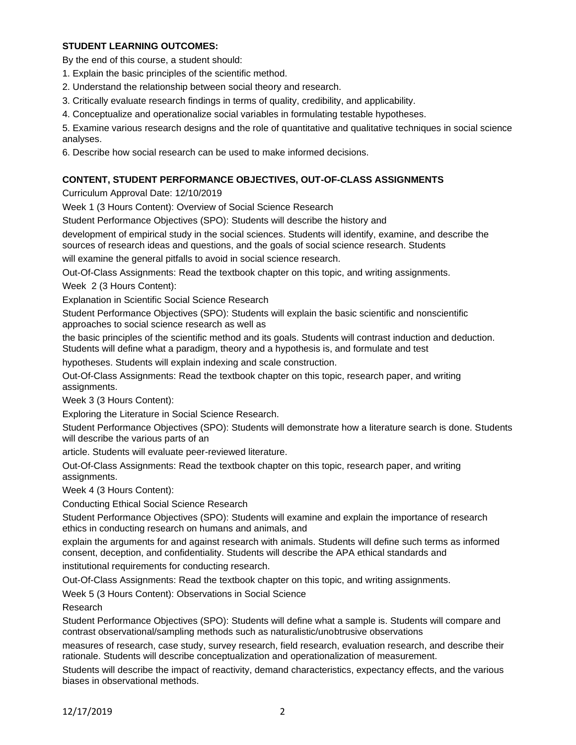**STUDENT LEARNING OUTCOMES:**

By the end of this course, a student should:

1. Explain the basic principles of the scientific method.
2. Understand the relationship between social theory and research.
3. Critically evaluate research findings in terms of quality, credibility, and applicability.
4. Conceptualize and operationalize social variables in formulating testable hypotheses.
5. Examine various research designs and the role of quantitative and qualitative techniques in social science analyses.
6. Describe how social research can be used to make informed decisions.

**CONTENT, STUDENT PERFORMANCE OBJECTIVES, OUT-OF-CLASS ASSIGNMENTS**

Curriculum Approval Date: 12/10/2019

Week 1 (3 Hours Content): Overview of Social Science Research

Student Performance Objectives (SPO): Students will describe the history and development of empirical study in the social sciences. Students will identify, examine, and describe the sources of research ideas and questions, and the goals of social science research. Students will examine the general pitfalls to avoid in social science research.

Out-Of-Class Assignments: Read the textbook chapter on this topic, and writing assignments.

Week 2 (3 Hours Content):

Explanation in Scientific Social Science Research

Student Performance Objectives (SPO): Students will explain the basic scientific and nonscientific approaches to social science research as well as the basic principles of the scientific method and its goals. Students will contrast induction and deduction. Students will define what a paradigm, theory and a hypothesis is, and formulate and test hypotheses. Students will explain indexing and scale construction.

Out-Of-Class Assignments: Read the textbook chapter on this topic, research paper, and writing assignments.

Week 3 (3 Hours Content):

Exploring the Literature in Social Science Research.

Student Performance Objectives (SPO): Students will demonstrate how a literature search is done. Students will describe the various parts of an article. Students will evaluate peer-reviewed literature.

Out-Of-Class Assignments: Read the textbook chapter on this topic, research paper, and writing assignments.

Week 4 (3 Hours Content):

Conducting Ethical Social Science Research

Student Performance Objectives (SPO): Students will examine and explain the importance of research ethics in conducting research on humans and animals, and explain the arguments for and against research with animals. Students will define such terms as informed consent, deception, and confidentiality. Students will describe the APA ethical standards and institutional requirements for conducting research.

Out-Of-Class Assignments: Read the textbook chapter on this topic, and writing assignments.

Week 5 (3 Hours Content): Observations in Social Science Research

Student Performance Objectives (SPO): Students will define what a sample is. Students will compare and contrast observational/sampling methods such as naturalistic/unobtrusive observations measures of research, case study, survey research, field research, evaluation research, and describe their rationale. Students will describe conceptualization and operationalization of measurement.

Students will describe the impact of reactivity, demand characteristics, expectancy effects, and the various biases in observational methods.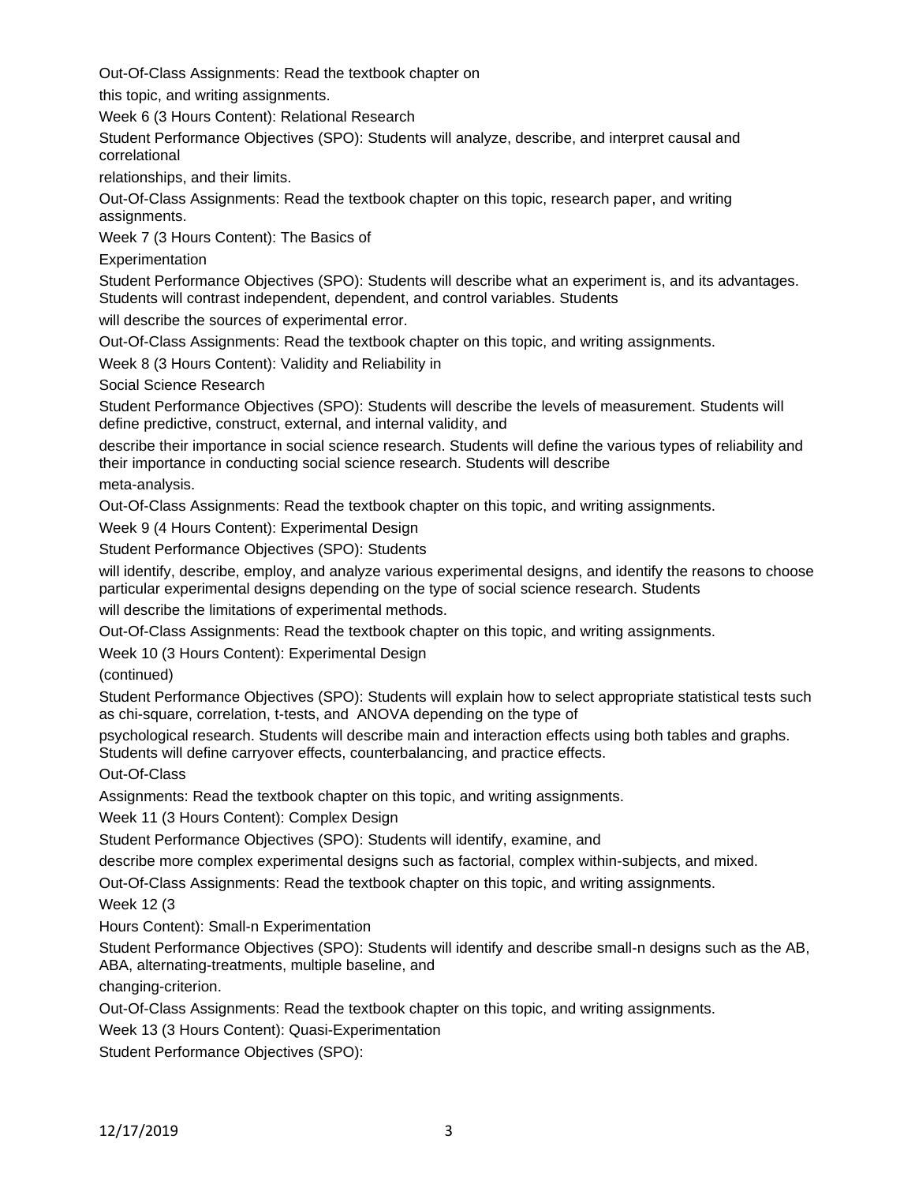Out-Of-Class Assignments: Read the textbook chapter on this topic, and writing assignments.

Week 6 (3 Hours Content): Relational Research

Student Performance Objectives (SPO): Students will analyze, describe, and interpret causal and correlational relationships, and their limits.

Out-Of-Class Assignments: Read the textbook chapter on this topic, research paper, and writing assignments.

Week 7 (3 Hours Content): The Basics of Experimentation

Student Performance Objectives (SPO): Students will describe what an experiment is, and its advantages. Students will contrast independent, dependent, and control variables. Students will describe the sources of experimental error.

Out-Of-Class Assignments: Read the textbook chapter on this topic, and writing assignments.

Week 8 (3 Hours Content): Validity and Reliability in Social Science Research

Student Performance Objectives (SPO): Students will describe the levels of measurement. Students will define predictive, construct, external, and internal validity, and describe their importance in social science research. Students will define the various types of reliability and their importance in conducting social science research. Students will describe meta-analysis.

Out-Of-Class Assignments: Read the textbook chapter on this topic, and writing assignments.

Week 9 (4 Hours Content): Experimental Design

Student Performance Objectives (SPO): Students will identify, describe, employ, and analyze various experimental designs, and identify the reasons to choose particular experimental designs depending on the type of social science research. Students will describe the limitations of experimental methods.

Out-Of-Class Assignments: Read the textbook chapter on this topic, and writing assignments.

Week 10 (3 Hours Content): Experimental Design (continued)

Student Performance Objectives (SPO): Students will explain how to select appropriate statistical tests such as chi-square, correlation, t-tests, and ANOVA depending on the type of psychological research. Students will describe main and interaction effects using both tables and graphs. Students will define carryover effects, counterbalancing, and practice effects.

Out-Of-Class Assignments: Read the textbook chapter on this topic, and writing assignments.

Week 11 (3 Hours Content): Complex Design

Student Performance Objectives (SPO): Students will identify, examine, and describe more complex experimental designs such as factorial, complex within-subjects, and mixed.

Out-Of-Class Assignments: Read the textbook chapter on this topic, and writing assignments.

Week 12 (3 Hours Content): Small-n Experimentation

Student Performance Objectives (SPO): Students will identify and describe small-n designs such as the AB, ABA, alternating-treatments, multiple baseline, and changing-criterion.

Out-Of-Class Assignments: Read the textbook chapter on this topic, and writing assignments.

Week 13 (3 Hours Content): Quasi-Experimentation

Student Performance Objectives (SPO):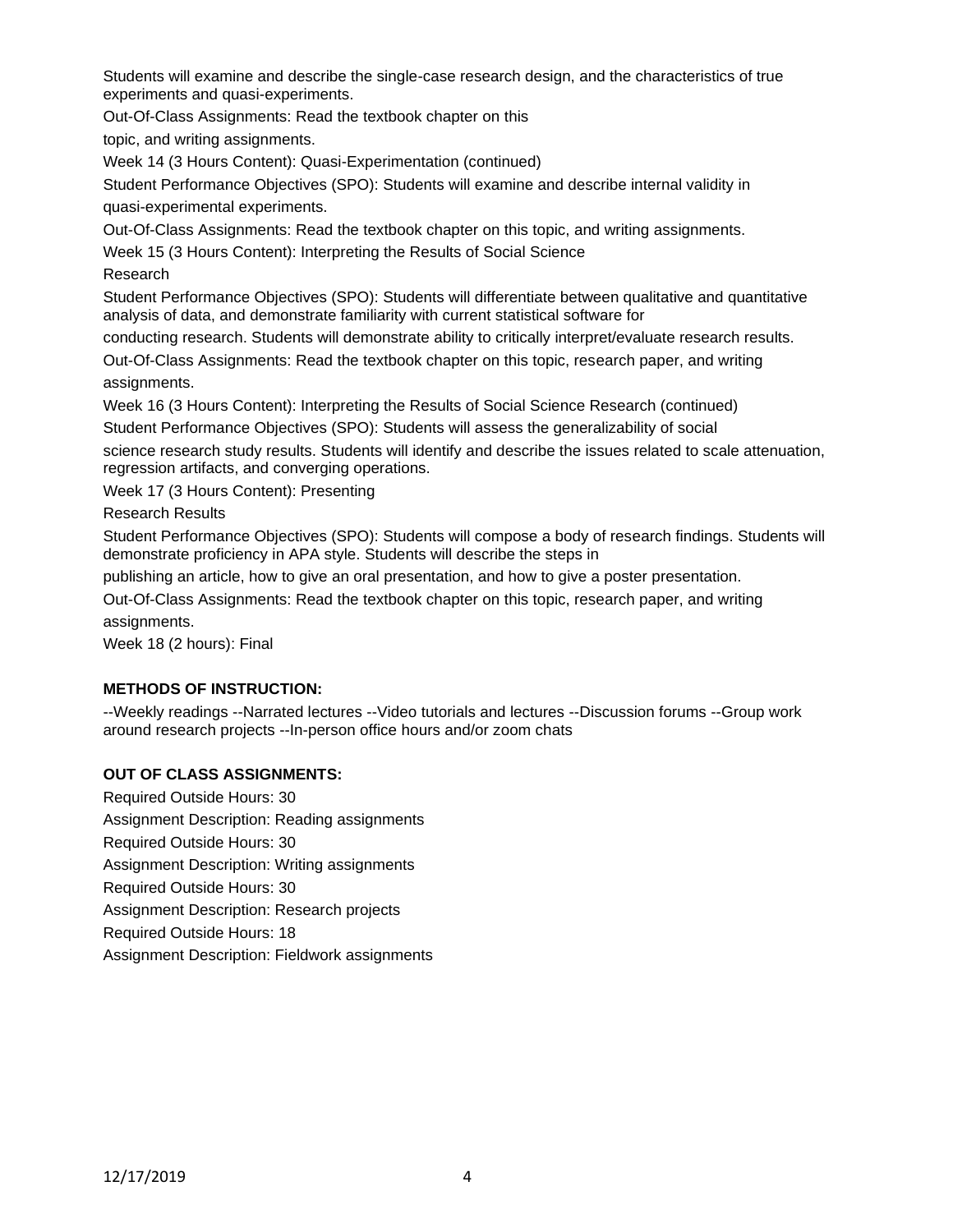Students will examine and describe the single-case research design, and the characteristics of true experiments and quasi-experiments.

Out-Of-Class Assignments: Read the textbook chapter on this topic, and writing assignments.

Week 14 (3 Hours Content): Quasi-Experimentation (continued)

Student Performance Objectives (SPO): Students will examine and describe internal validity in quasi-experimental experiments.

Out-Of-Class Assignments: Read the textbook chapter on this topic, and writing assignments.

Week 15 (3 Hours Content): Interpreting the Results of Social Science Research

Student Performance Objectives (SPO): Students will differentiate between qualitative and quantitative analysis of data, and demonstrate familiarity with current statistical software for conducting research. Students will demonstrate ability to critically interpret/evaluate research results.

Out-Of-Class Assignments: Read the textbook chapter on this topic, research paper, and writing assignments.

Week 16 (3 Hours Content): Interpreting the Results of Social Science Research (continued)

Student Performance Objectives (SPO): Students will assess the generalizability of social science research study results. Students will identify and describe the issues related to scale attenuation, regression artifacts, and converging operations.

Week 17 (3 Hours Content): Presenting Research Results

Student Performance Objectives (SPO): Students will compose a body of research findings. Students will demonstrate proficiency in APA style. Students will describe the steps in publishing an article, how to give an oral presentation, and how to give a poster presentation.

Out-Of-Class Assignments: Read the textbook chapter on this topic, research paper, and writing assignments.

Week 18 (2 hours): Final

**METHODS OF INSTRUCTION:**

--Weekly readings --Narrated lectures --Video tutorials and lectures --Discussion forums --Group work around research projects --In-person office hours and/or zoom chats

**OUT OF CLASS ASSIGNMENTS:**

Required Outside Hours: 30

Assignment Description: Reading assignments

Required Outside Hours: 30

Assignment Description: Writing assignments

Required Outside Hours: 30

Assignment Description: Research projects

Required Outside Hours: 18

Assignment Description: Fieldwork assignments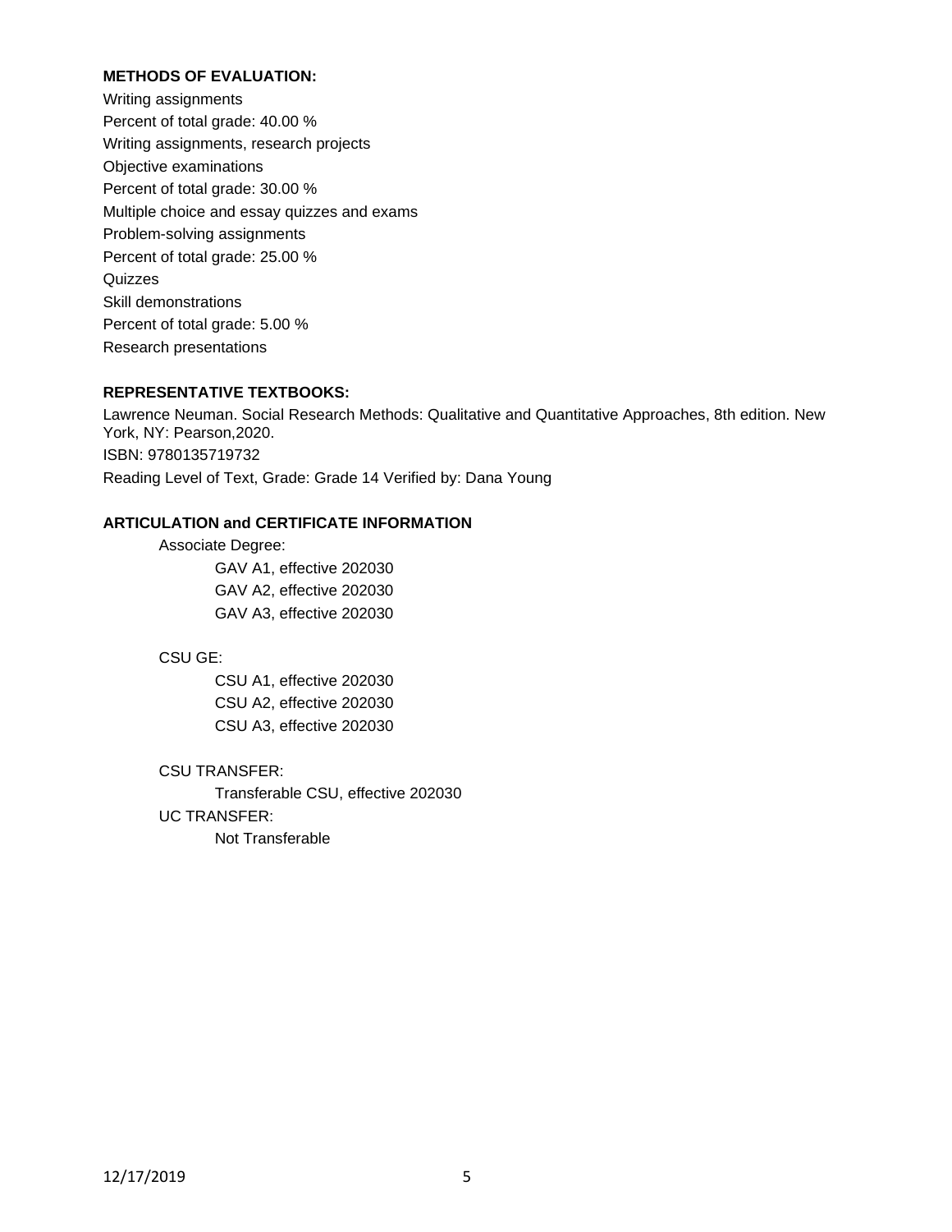**METHODS OF EVALUATION:**

Writing assignments
Percent of total grade: 40.00 %
Writing assignments, research projects
Objective examinations
Percent of total grade: 30.00 %
Multiple choice and essay quizzes and exams
Problem-solving assignments
Percent of total grade: 25.00 %
Quizzes
Skill demonstrations
Percent of total grade: 5.00 %
Research presentations

**REPRESENTATIVE TEXTBOOKS:**

Lawrence Neuman. Social Research Methods: Qualitative and Quantitative Approaches, 8th edition. New York, NY: Pearson,2020.
ISBN: 9780135719732
Reading Level of Text, Grade: Grade 14 Verified by: Dana Young

**ARTICULATION and CERTIFICATE INFORMATION**

Associate Degree:
- GAV A1, effective 202030
- GAV A2, effective 202030
- GAV A3, effective 202030

CSU GE:
- CSU A1, effective 202030
- CSU A2, effective 202030
- CSU A3, effective 202030

CSU TRANSFER:
- Transferable CSU, effective 202030

UC TRANSFER:
- Not Transferable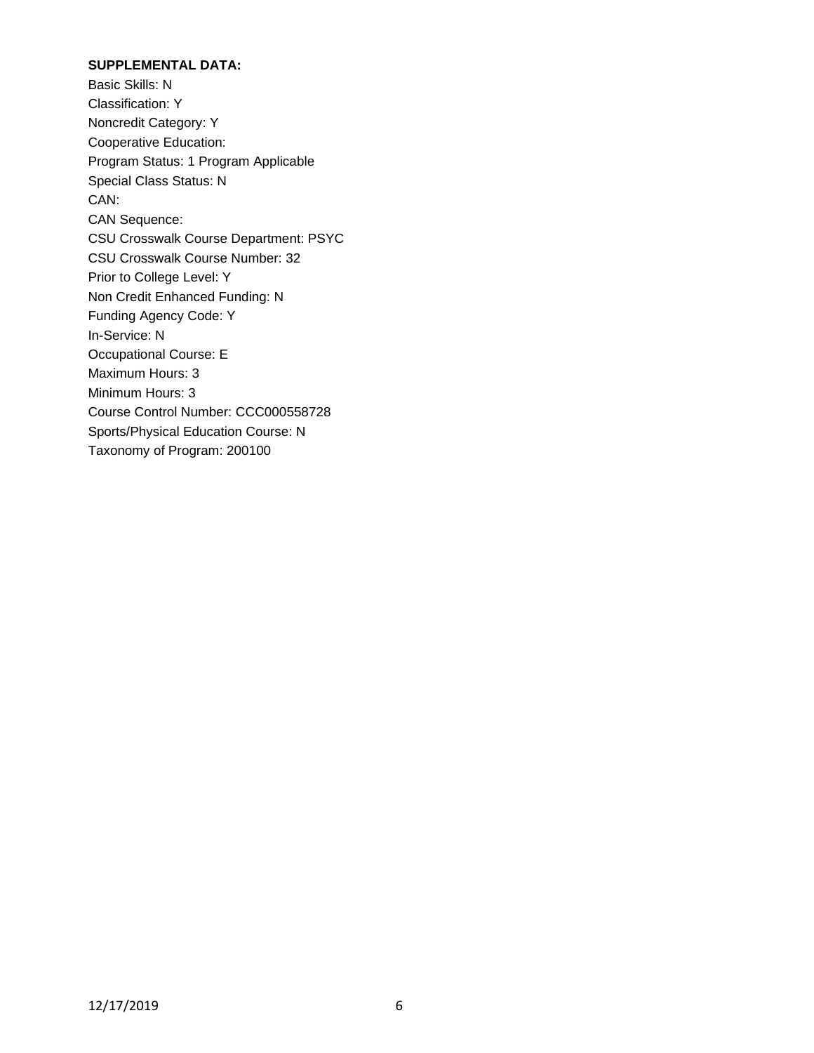**SUPPLEMENTAL DATA:**

Basic Skills: N

Classification: Y

Noncredit Category: Y

Cooperative Education:

Program Status: 1 Program Applicable

Special Class Status: N

CAN:

CAN Sequence:

CSU Crosswalk Course Department: PSYC

CSU Crosswalk Course Number: 32

Prior to College Level: Y

Non Credit Enhanced Funding: N

Funding Agency Code: Y

In-Service: N

Occupational Course: E

Maximum Hours: 3

Minimum Hours: 3

Course Control Number: CCC000558728

Sports/Physical Education Course: N

Taxonomy of Program: 200100